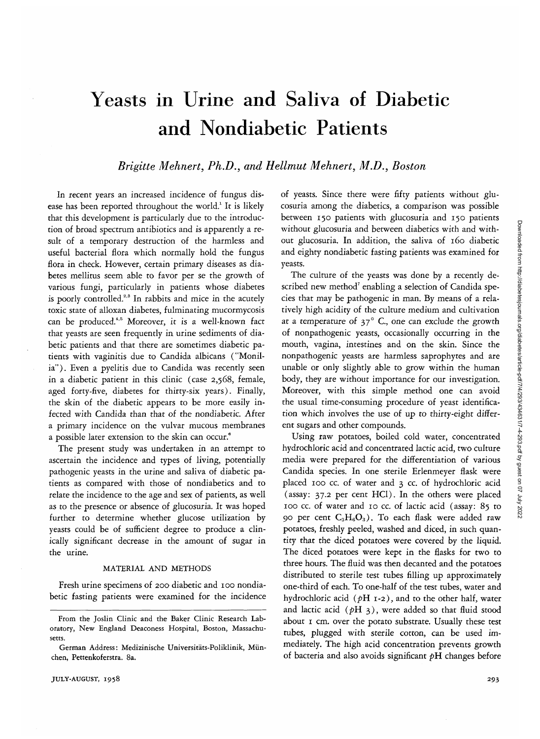# Yeasts in Urine and Saliva of Diabetic and Nondiabetic Patients

*Brigitte Mehnert, Ph.D., and Hellmut Mehnert, M.D., Boston*

In recent years an increased incidence of fungus disease has been reported throughout the world.[1] It is likely that this development is particularly due to the introduction of broad spectrum antibiotics and is apparently a result of a temporary destruction of the harmless and useful bacterial flora which normally hold the fungus flora in check. However, certain primary diseases as diabetes mellitus seem able to favor per se the growth of various fungi, particularly in patients whose diabetes is poorly controlled.[2,3] In rabbits and mice in the acutely toxic state of alloxan diabetes, fulminating mucormycosis can be produced.[4,5] Moreover, it is a well-known fact that yeasts are seen frequently in urine sediments of diabetic patients and that there are sometimes diabetic patients with vaginitis due to Candida albicans ("Monilia"). Even a pyelitis due to Candida was recently seen in a diabetic patient in this clinic (case 2,568, female, aged forty-five, diabetes for thirty-six years). Finally, the skin of the diabetic appears to be more easily infected with Candida than that of the nondiabetic. After a primary incidence on the vulvar mucous membranes a possible later extension to the skin can occur.[6]

The present study was undertaken in an attempt to ascertain the incidence and types of living, potentially pathogenic yeasts in the urine and saliva of diabetic patients as compared with those of nondiabetics and to relate the incidence to the age and sex of patients, as well as to the presence or absence of glucosuria. It was hoped further to determine whether glucose utilization by yeasts could be of sufficient degree to produce a clinically significant decrease in the amount of sugar in the urine.

## MATERIAL AND METHODS

Fresh urine specimens of 200 diabetic and 100 nondiabetic fasting patients were examined for the incidence of yeasts. Since there were fifty patients without glucosuria among the diabetics, a comparison was possible between 150 patients with glucosuria and 150 patients without glucosuria and between diabetics with and without glucosuria. In addition, the saliva of 160 diabetic and eighty nondiabetic fasting patients was examined for yeasts.

The culture of the yeasts was done by a recently described new method[7] enabling a selection of Candida species that may be pathogenic in man. By means of a relatively high acidity of the culture medium and cultivation at a temperature of 37° C., one can exclude the growth of nonpathogenic yeasts, occasionally occurring in the mouth, vagina, intestines and on the skin. Since the nonpathogenic yeasts are harmless saprophytes and are unable or only slightly able to grow within the human body, they are without importance for our investigation. Moreover, with this simple method one can avoid the usual time-consuming procedure of yeast identification which involves the use of up to thirty-eight different sugars and other compounds.

Using raw potatoes, boiled cold water, concentrated hydrochloric acid and concentrated lactic acid, two culture media were prepared for the differentiation of various Candida species. In one sterile Erlenmeyer flask were placed 100 cc. of water and 3 cc. of hydrochloric acid (assay: 37.2 per cent HCl). In the others were placed 100 cc. of water and 10 cc. of lactic acid (assay: 85 to 90 per cent $C_3H_6O_3$). To each flask were added raw potatoes, freshly peeled, washed and diced, in such quantity that the diced potatoes were covered by the liquid. The diced potatoes were kept in the flasks for two to three hours. The fluid was then decanted and the potatoes distributed to sterile test tubes filling up approximately one-third of each. To one-half of the test tubes, water and hydrochloric acid ($p$H 1-2), and to the other half, water and lactic acid ($p$H 3), were added so that fluid stood about 1 cm. over the potato substrate. Usually these test tubes, plugged with sterile cotton, can be used immediately. The high acid concentration prevents growth of bacteria and also avoids significant $p$H changes before

From the Joslin Clinic and the Baker Clinic Research Laboratory, New England Deaconess Hospital, Boston, Massachusetts.

German Address: Medizinische Universitäts-Poliklinik, München, Pettenkoferstra. 8a.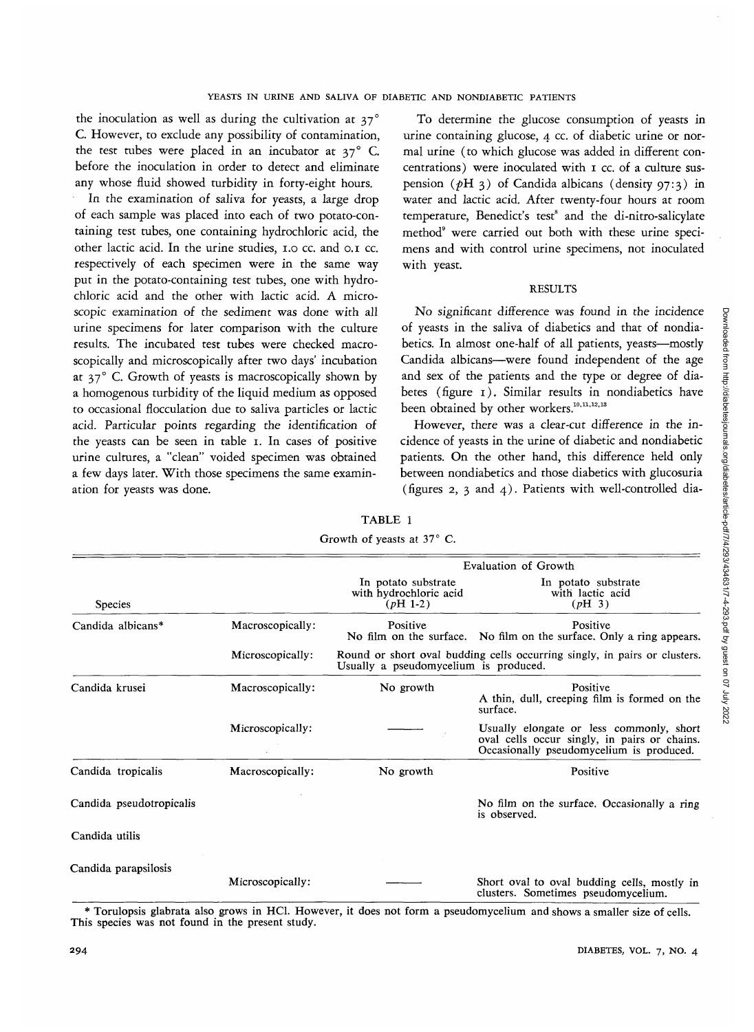the inoculation as well as during the cultivation at 37° C. However, to exclude any possibility of contamination, the test tubes were placed in an incubator at 37° C. before the inoculation in order to detect and eliminate any whose fluid showed turbidity in forty-eight hours.

In the examination of saliva for yeasts, a large drop of each sample was placed into each of two potato-containing test tubes, one containing hydrochloric acid, the other lactic acid. In the urine studies, 1.0 cc. and 0.1 cc. respectively of each specimen were in the same way put in the potato-containing test tubes, one with hydrochloric acid and the other with lactic acid. A microscopic examination of the sediment was done with all urine specimens for later comparison with the culture results. The incubated test tubes were checked macroscopically and microscopically after two days' incubation at 37° C. Growth of yeasts is macroscopically shown by a homogenous turbidity of the liquid medium as opposed to occasional flocculation due to saliva particles or lactic acid. Particular points regarding the identification of the yeasts can be seen in table 1. In cases of positive urine cultures, a "clean" voided specimen was obtained a few days later. With those specimens the same examination for yeasts was done.

To determine the glucose consumption of yeasts in urine containing glucose, 4 cc. of diabetic urine or normal urine (to which glucose was added in different concentrations) were inoculated with 1 cc. of a culture suspension (*p*H 3) of Candida albicans (density 97:3) in water and lactic acid. After twenty-four hours at room temperature, Benedict's test[8] and the di-nitro-salicylate method[9] were carried out both with these urine specimens and with control urine specimens, not inoculated with yeast.

## RESULTS

No significant difference was found in the incidence of yeasts in the saliva of diabetics and that of nondiabetics. In almost one-half of all patients, yeasts—mostly Candida albicans—were found independent of the age and sex of the patients and the type or degree of diabetes (figure 1). Similar results in nondiabetics have been obtained by other workers.[10,11,12,13]

However, there was a clear-cut difference in the incidence of yeasts in the urine of diabetic and nondiabetic patients. On the other hand, this difference held only between nondiabetics and those diabetics with glucosuria (figures 2, 3 and 4). Patients with well-controlled dia-

TABLE 1

Growth of yeasts at 37° C.

| Species | | Evaluation of Growth: In potato substrate with hydrochloric acid (*p*H 1-2) | Evaluation of Growth: In potato substrate with lactic acid (*p*H 3) |
|---|---|---|---|
| Candida albicans* | Macroscopically: | Positive<br>No film on the surface. | Positive<br>No film on the surface. Only a ring appears. |
| | Microscopically: | Round or short oval budding cells occurring singly, in pairs or clusters. Usually a pseudomycelium is produced. | |
| Candida krusei | Macroscopically: | No growth | Positive<br>A thin, dull, creeping film is formed on the surface. |
| | Microscopically: | ——— | Usually elongate or less commonly, short oval cells occur singly, in pairs or chains. Occasionally pseudomycelium is produced. |
| Candida tropicalis | Macroscopically: | No growth | Positive |
| Candida pseudotropicalis | | | No film on the surface. Occasionally a ring is observed. |
| Candida utilis | | | |
| Candida parapsilosis | Microscopically: | ——— | Short oval to oval budding cells, mostly in clusters. Sometimes pseudomycelium. |

\* Torulopsis glabrata also grows in HCl. However, it does not form a pseudomycelium and shows a smaller size of cells. This species was not found in the present study.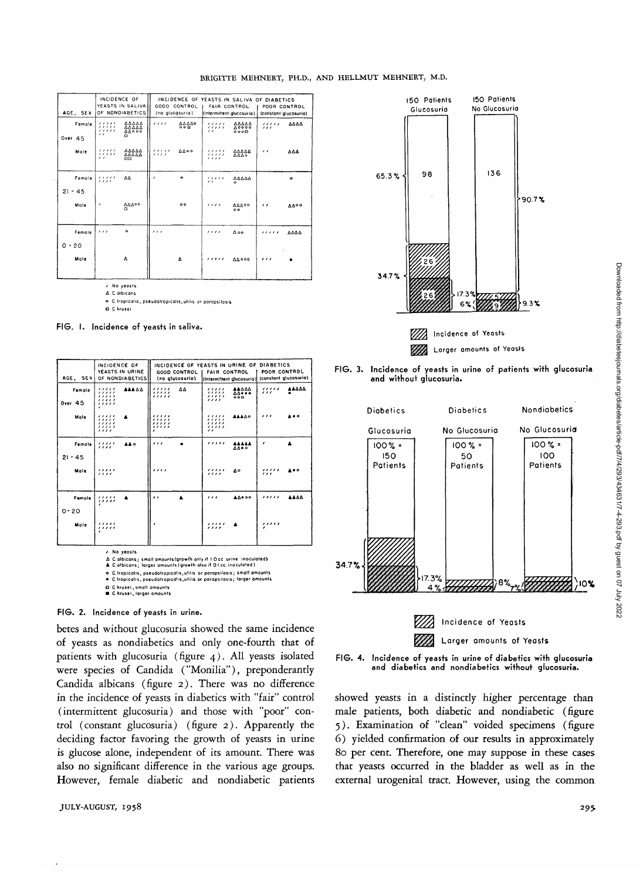| AGE, SEX | | INCIDENCE OF YEASTS IN SALIVA OF NONDIABETICS | INCIDENCE OF YEASTS IN SALIVA OF DIABETICS GOOD CONTROL (no glucosuria) | FAIR CONTROL (intermittent glucosuria) | POOR CONTROL (constant glucosuria) |
|---|---|---|---|---|---|
| Over 45 | Female | | | | |
| | Male | | | | |
| 21 - 45 | Female | | | | |
| | Male | | | | |
| 0 - 20 | Female | | | | |
| | Male | | | | |

/ No yeasts
Δ C. albicans
○ C. tropicalis, pseudotropicalis, utilis or parapsilosis
□ C. krusei

FIG. 1. Incidence of yeasts in saliva.

| AGE, SEX | | INCIDENCE OF YEASTS IN URINE OF NONDIABETICS | INCIDENCE OF YEASTS IN URINE OF DIABETICS GOOD CONTROL (no glucosuria) | FAIR CONTROL (intermittent glucosuria) | POOR CONTROL (constant glucosuria) |
|---|---|---|---|---|---|
| Over 45 | Female | | | | |
| | Male | | | | |
| 21 - 45 | Female | | | | |
| | Male | | | | |
| 0 - 20 | Female | | | | |
| | Male | | | | |

/ No yeasts
Δ C. albicans; small amounts (growth only if 1.0 cc. urine inoculated)
▲ C. albicans; larger amounts (growth also if 0.1 cc. inoculated)
○ C. tropicalis, pseudotropicalis, utilis or parapsilosis; small amounts
● C. tropicalis, pseudotropicalis, utilis or parapsilosis; larger amounts
□ C. krusei, small amounts
■ C. krusei, larger amounts

FIG. 2. Incidence of yeasts in urine.

betes and without glucosuria showed the same incidence of yeasts as nondiabetics and only one-fourth that of patients with glucosuria (figure 4). All yeasts isolated were species of Candida ("Monilia"), preponderantly Candida albicans (figure 2). There was no difference in the incidence of yeasts in diabetics with "fair" control (intermittent glucosuria) and those with "poor" control (constant glucosuria) (figure 2). Apparently the deciding factor favoring the growth of yeasts in urine is glucose alone, independent of its amount. There was also no significant difference in the various age groups. However, female diabetic and nondiabetic patients

150 Patients Glucosuria — 98 (65.3%); 26 / 26 (34.7%)
150 Patients No Glucosuria — 136 (90.7%); 5 / 9 (9.3%); 17.3%; 6%

Incidence of Yeasts
Larger amounts of Yeasts

FIG. 3. Incidence of yeasts in urine of patients with glucosuria and without glucosuria.

| Diabetics | Diabetics | Nondiabetics |
|---|---|---|
| Glucosuria | No Glucosuria | No Glucosuria |
| 100% = 150 Patients | 100% = 50 Patients | 100% = 100 Patients |
| 34.7%; 17.3% | 8%; 4% | 10%; 7% |

Incidence of Yeasts
Larger amounts of Yeasts

FIG. 4. Incidence of yeasts in urine of diabetics with glucosuria and diabetics and nondiabetics without glucosuria.

showed yeasts in a distinctly higher percentage than male patients, both diabetic and nondiabetic (figure 5). Examination of "clean" voided specimens (figure 6) yielded confirmation of our results in approximately 80 per cent. Therefore, one may suppose in these cases that yeasts occurred in the bladder as well as in the external urogenital tract. However, using the common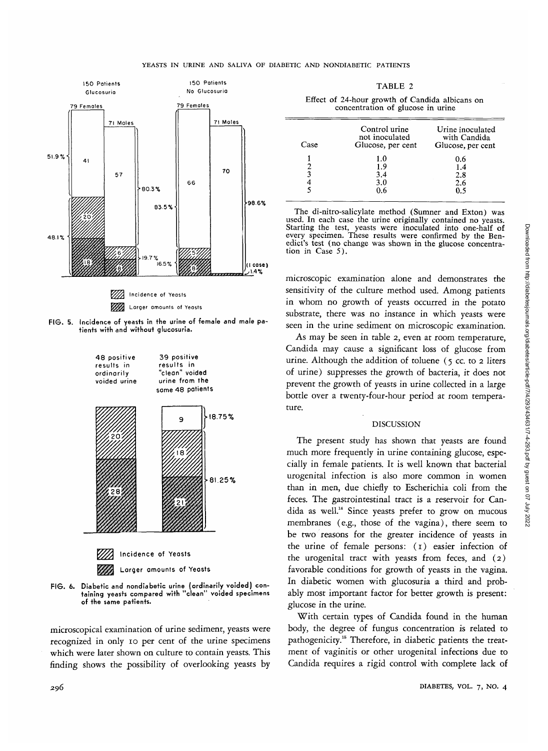FIG. 5. Incidence of yeasts in the urine of female and male patients with and without glucosuria.

FIG. 6. Diabetic and nondiabetic urine (ordinarily voided) containing yeasts compared with "clean" voided specimens of the same patients.

microscopical examination of urine sediment, yeasts were recognized in only 10 per cent of the urine specimens which were later shown on culture to contain yeasts. This finding shows the possibility of overlooking yeasts by microscopic examination alone and demonstrates the sensitivity of the culture method used. Among patients in whom no growth of yeasts occurred in the potato substrate, there was no instance in which yeasts were seen in the urine sediment on microscopic examination.

As may be seen in table 2, even at room temperature, Candida may cause a significant loss of glucose from urine. Although the addition of toluene (5 cc. to 2 liters of urine) suppresses the growth of bacteria, it does not prevent the growth of yeasts in urine collected in a large bottle over a twenty-four-hour period at room temperature.

TABLE 2

Effect of 24-hour growth of Candida albicans on concentration of glucose in urine

| Case | Control urine not inoculated Glucose, per cent | Urine inoculated with Candida Glucose, per cent |
|---|---|---|
| 1 | 1.0 | 0.6 |
| 2 | 1.9 | 1.4 |
| 3 | 3.4 | 2.8 |
| 4 | 3.0 | 2.6 |
| 5 | 0.6 | 0.5 |

The di-nitro-salicylate method (Sumner and Exton) was used. In each case the urine originally contained no yeasts. Starting the test, yeasts were inoculated into one-half of every specimen. These results were confirmed by the Benedict's test (no change was shown in the glucose concentration in Case 5).

## DISCUSSION

The present study has shown that yeasts are found much more frequently in urine containing glucose, especially in female patients. It is well known that bacterial urogenital infection is also more common in women than in men, due chiefly to Escherichia coli from the feces. The gastrointestinal tract is a reservoir for Candida as well.[14] Since yeasts prefer to grow on mucous membranes (e.g., those of the vagina), there seem to be two reasons for the greater incidence of yeasts in the urine of female persons: (1) easier infection of the urogenital tract with yeasts from feces, and (2) favorable conditions for growth of yeasts in the vagina. In diabetic women with glucosuria a third and probably most important factor for better growth is present: glucose in the urine.

With certain types of Candida found in the human body, the degree of fungus concentration is related to pathogenicity.[15] Therefore, in diabetic patients the treatment of vaginitis or other urogenital infections due to Candida requires a rigid control with complete lack of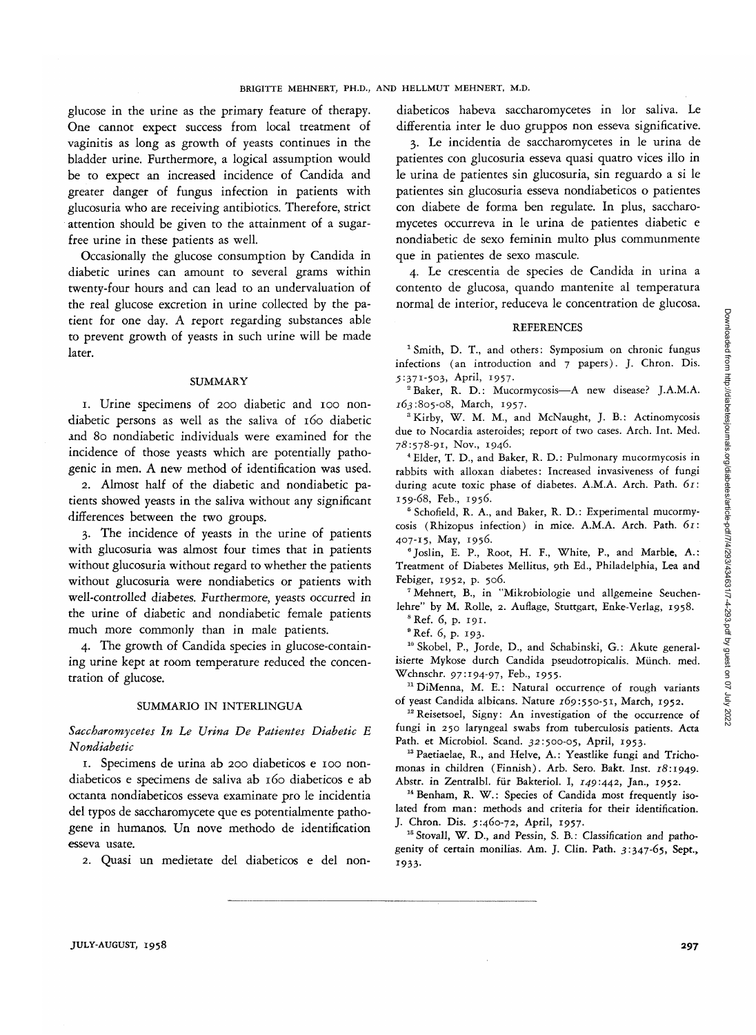glucose in the urine as the primary feature of therapy. One cannot expect success from local treatment of vaginitis as long as growth of yeasts continues in the bladder urine. Furthermore, a logical assumption would be to expect an increased incidence of Candida and greater danger of fungus infection in patients with glucosuria who are receiving antibiotics. Therefore, strict attention should be given to the attainment of a sugar-free urine in these patients as well.

Occasionally the glucose consumption by Candida in diabetic urines can amount to several grams within twenty-four hours and can lead to an undervaluation of the real glucose excretion in urine collected by the patient for one day. A report regarding substances able to prevent growth of yeasts in such urine will be made later.

## SUMMARY

1. Urine specimens of 200 diabetic and 100 nondiabetic persons as well as the saliva of 160 diabetic and 80 nondiabetic individuals were examined for the incidence of those yeasts which are potentially pathogenic in men. A new method of identification was used.

2. Almost half of the diabetic and nondiabetic patients showed yeasts in the saliva without any significant differences between the two groups.

3. The incidence of yeasts in the urine of patients with glucosuria was almost four times that in patients without glucosuria without regard to whether the patients without glucosuria were nondiabetics or patients with well-controlled diabetes. Furthermore, yeasts occurred in the urine of diabetic and nondiabetic female patients much more commonly than in male patients.

4. The growth of Candida species in glucose-containing urine kept at room temperature reduced the concentration of glucose.

## SUMMARIO IN INTERLINGUA

*Saccharomycetes In Le Urina De Patientes Diabetic E Nondiabetic*

1. Specimens de urina ab 200 diabeticos e 100 nondiabeticos e specimens de saliva ab 160 diabeticos e ab octanta nondiabeticos esseva examinate pro le incidentia del typos de saccharomycete que es potentialmente pathogene in humanos. Un nove methodo de identification esseva usate.

2. Quasi un medietate del diabeticos e del nondiabeticos habeva saccharomycetes in lor saliva. Le differentia inter le duo gruppos non esseva significative.

3. Le incidentia de saccharomycetes in le urina de patientes con glucosuria esseva quasi quatro vices illo in le urina de patientes sin glucosuria, sin reguardo a si le patientes sin glucosuria esseva nondiabeticos o patientes con diabete de forma ben regulate. In plus, saccharomycetes occurreva in le urina de patientes diabetic e nondiabetic de sexo feminin multo plus communmente que in patientes de sexo mascule.

4. Le crescentia de species de Candida in urina a contento de glucosa, quando mantenite al temperatura normal de interior, reduceva le concentration de glucosa.

## REFERENCES

[1] Smith, D. T., and others: Symposium on chronic fungus infections (an introduction and 7 papers). J. Chron. Dis. *5*:371-503, April, 1957.

[2] Baker, R. D.: Mucormycosis—A new disease? J.A.M.A. *163*:805-08, March, 1957.

[3] Kirby, W. M. M., and McNaught, J. B.: Actinomycosis due to Nocardia asteroides; report of two cases. Arch. Int. Med. *78*:578-91, Nov., 1946.

[4] Elder, T. D., and Baker, R. D.: Pulmonary mucormycosis in rabbits with alloxan diabetes: Increased invasiveness of fungi during acute toxic phase of diabetes. A.M.A. Arch. Path. *61*:159-68, Feb., 1956.

[5] Schofield, R. A., and Baker, R. D.: Experimental mucormycosis (Rhizopus infection) in mice. A.M.A. Arch. Path. *61*:407-15, May, 1956.

[6] Joslin, E. P., Root, H. F., White, P., and Marble, A.: Treatment of Diabetes Mellitus, 9th Ed., Philadelphia, Lea and Febiger, 1952, p. 506.

[7] Mehnert, B., in "Mikrobiologie und allgemeine Seuchenlehre" by M. Rolle, 2. Auflage, Stuttgart, Enke-Verlag, 1958.

[8] Ref. 6, p. 191.

[9] Ref. 6, p. 193.

[10] Skobel, P., Jorde, D., and Schabinski, G.: Akute generalisierte Mykose durch Candida pseudotropicalis. Münch. med. Wchnschr. 97:194-97, Feb., 1955.

[11] DiMenna, M. E.: Natural occurrence of rough variants of yeast Candida albicans. Nature *169*:550-51, March, 1952.

[12] Reisetsoel, Signy: An investigation of the occurrence of fungi in 250 laryngeal swabs from tuberculosis patients. Acta Path. et Microbiol. Scand. *32*:500-05, April, 1953.

[13] Paetiaelae, R., and Helve, A.: Yeastlike fungi and Trichomonas in children (Finnish). Arb. Sero. Bakt. Inst. *18*:1949. Abstr. in Zentralbl. für Bakteriol. I, *149*:442, Jan., 1952.

[14] Benham, R. W.: Species of Candida most frequently isolated from man: methods and criteria for their identification. J. Chron. Dis. *5*:460-72, April, 1957.

[15] Stovall, W. D., and Pessin, S. B.: Classification and pathogenity of certain monilias. Am. J. Clin. Path. *3*:347-65, Sept., 1933.